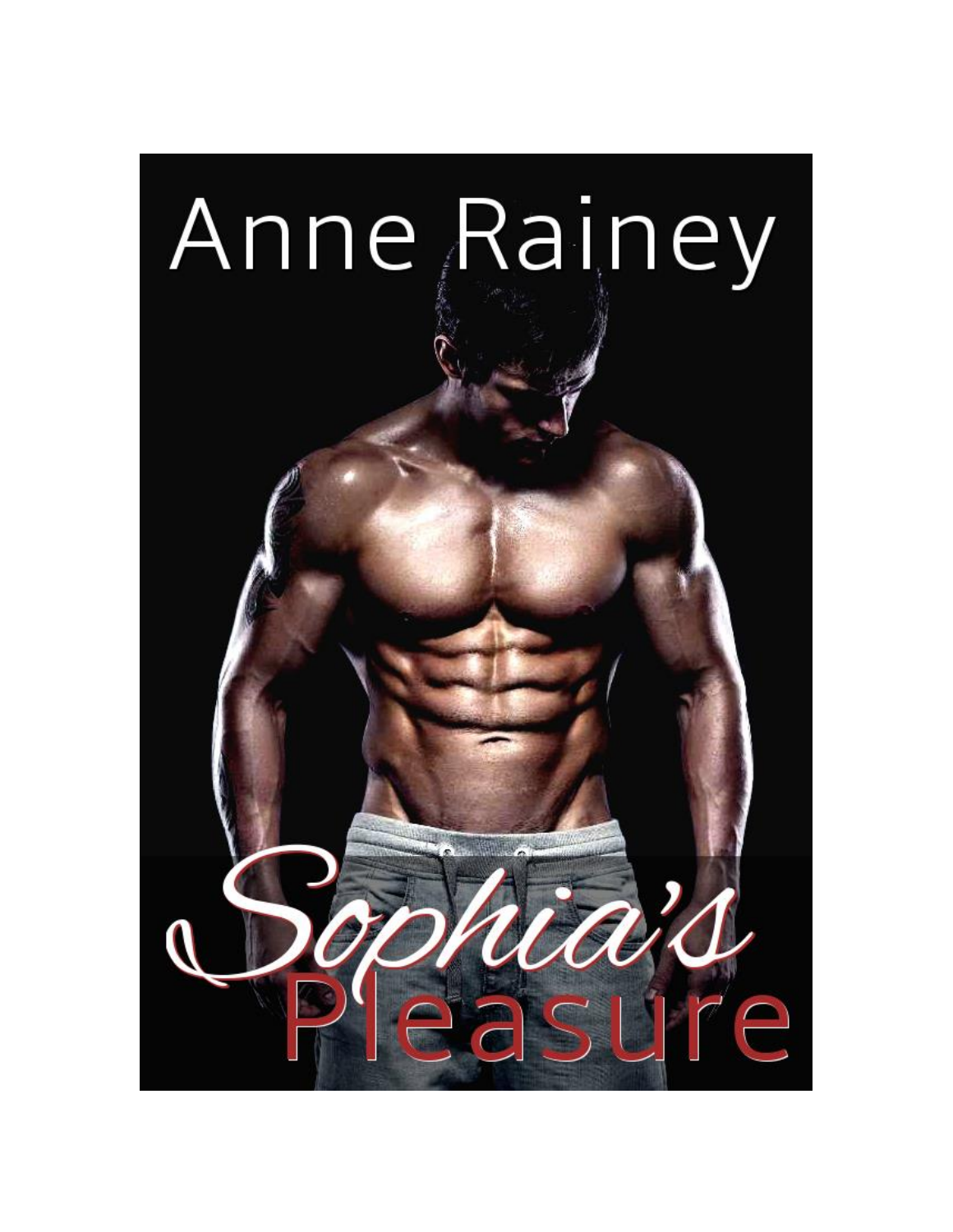# Anne Rainey

# Sophia's Pleasure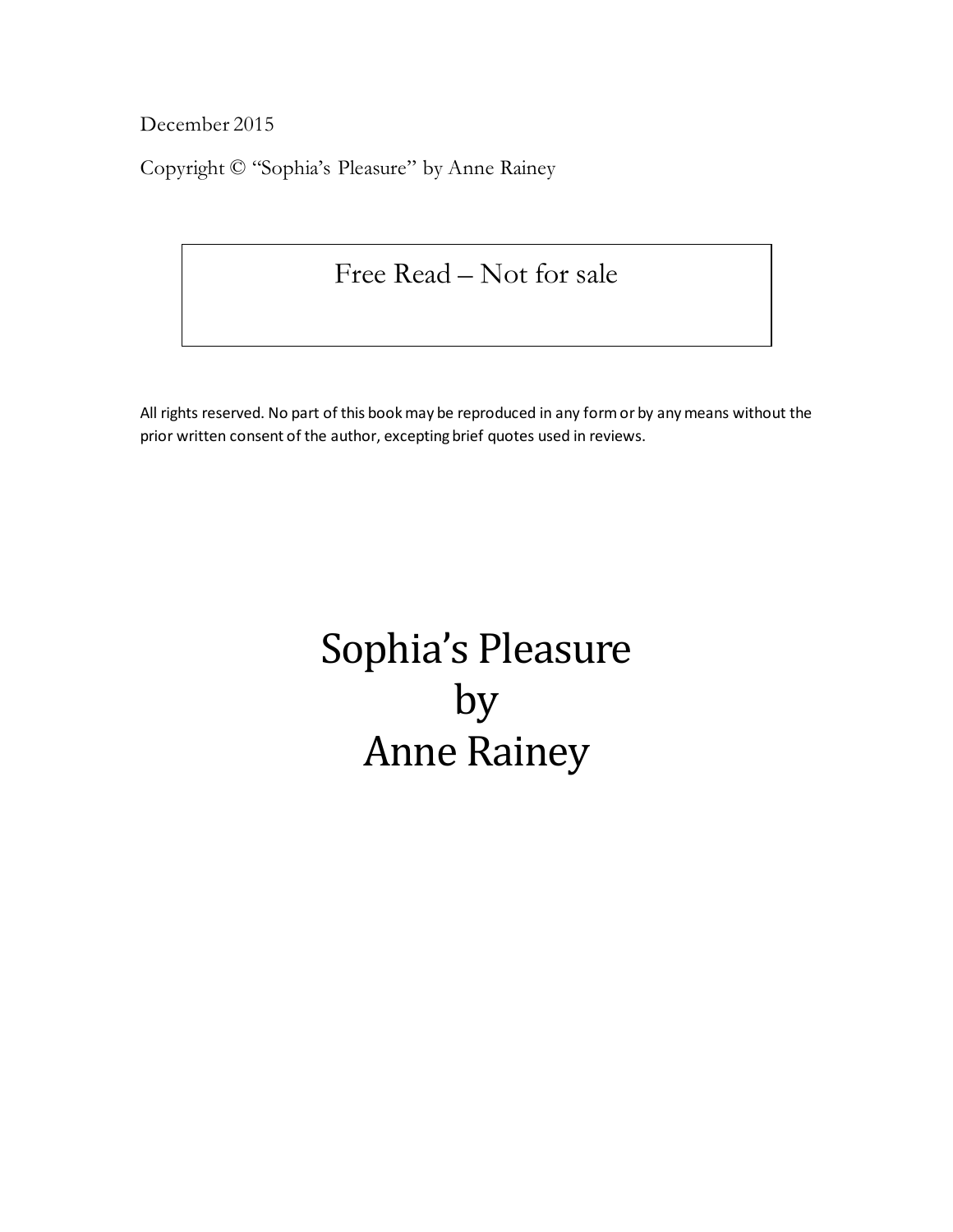December 2015

Copyright © "Sophia's Pleasure" by Anne Rainey

Free Read – Not for sale

All rights reserved. No part of this book may be reproduced in any form or by any means without the prior written consent of the author, excepting brief quotes used in reviews.

# Sophia's Pleasure
# by
# Anne Rainey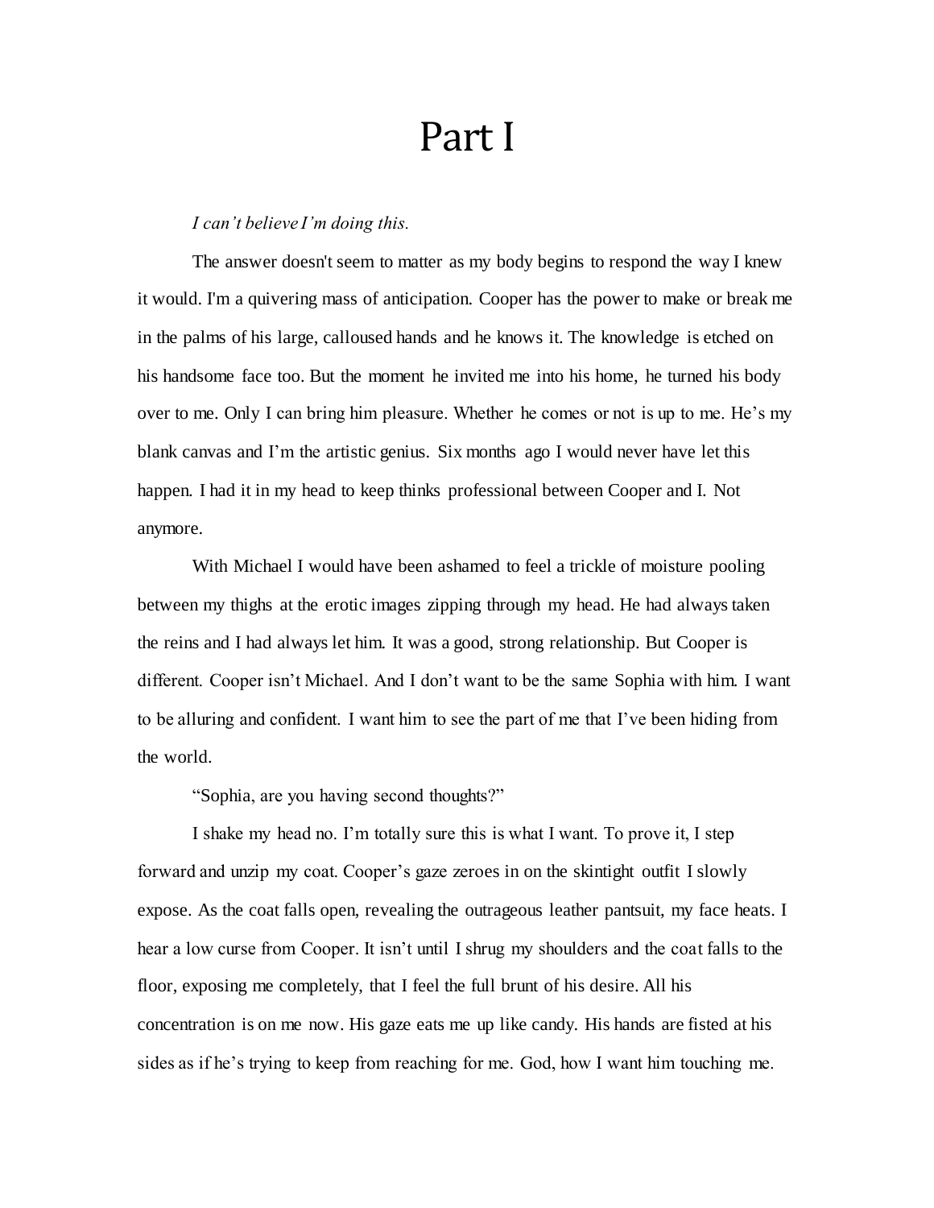# Part I

*I can't believe I'm doing this.*

The answer doesn't seem to matter as my body begins to respond the way I knew it would. I'm a quivering mass of anticipation. Cooper has the power to make or break me in the palms of his large, calloused hands and he knows it. The knowledge is etched on his handsome face too. But the moment he invited me into his home, he turned his body over to me. Only I can bring him pleasure. Whether he comes or not is up to me. He's my blank canvas and I'm the artistic genius. Six months ago I would never have let this happen. I had it in my head to keep thinks professional between Cooper and I. Not anymore.

With Michael I would have been ashamed to feel a trickle of moisture pooling between my thighs at the erotic images zipping through my head. He had always taken the reins and I had always let him. It was a good, strong relationship. But Cooper is different. Cooper isn't Michael. And I don't want to be the same Sophia with him. I want to be alluring and confident. I want him to see the part of me that I've been hiding from the world.

"Sophia, are you having second thoughts?"

I shake my head no. I'm totally sure this is what I want. To prove it, I step forward and unzip my coat. Cooper's gaze zeroes in on the skintight outfit I slowly expose. As the coat falls open, revealing the outrageous leather pantsuit, my face heats. I hear a low curse from Cooper. It isn't until I shrug my shoulders and the coat falls to the floor, exposing me completely, that I feel the full brunt of his desire. All his concentration is on me now. His gaze eats me up like candy. His hands are fisted at his sides as if he's trying to keep from reaching for me. God, how I want him touching me.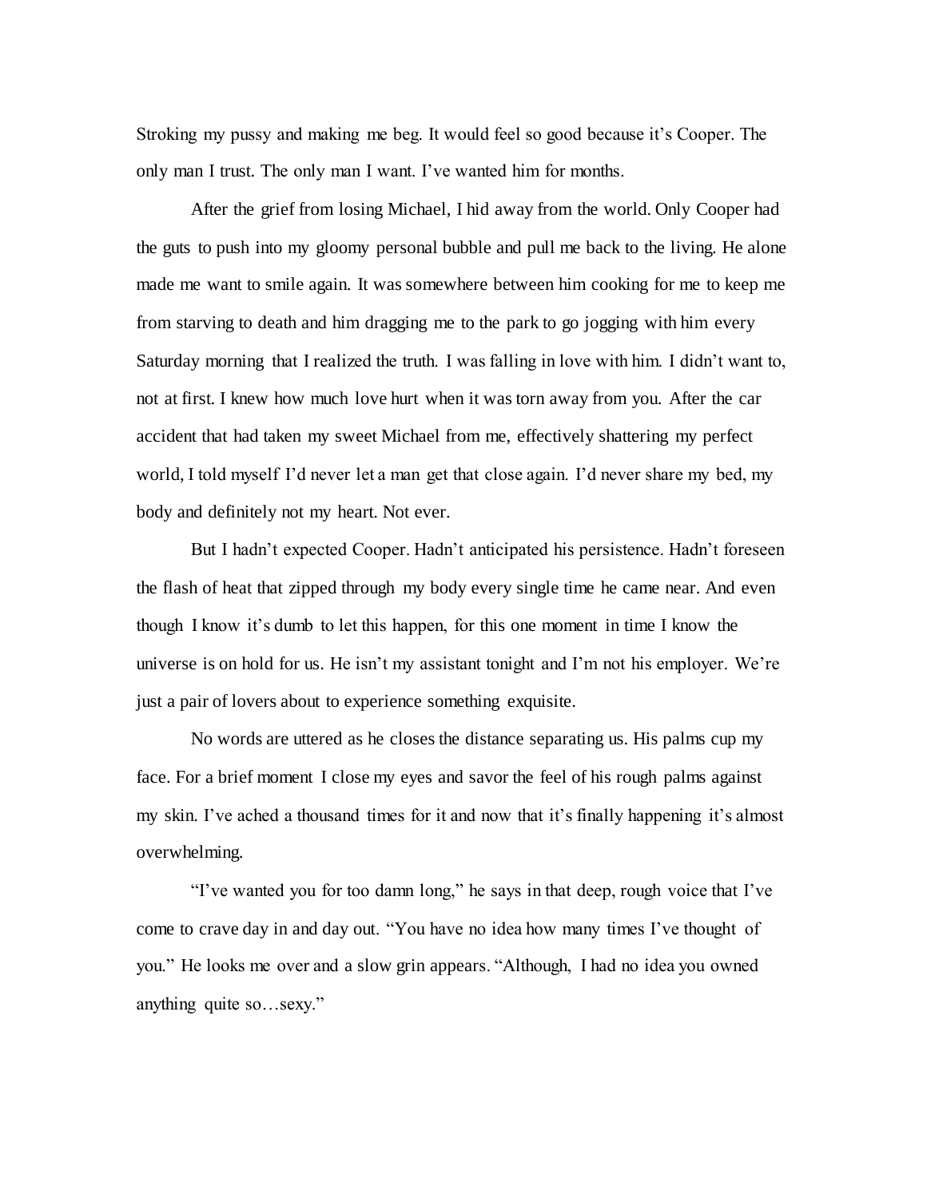Stroking my pussy and making me beg. It would feel so good because it's Cooper. The only man I trust. The only man I want. I've wanted him for months.

After the grief from losing Michael, I hid away from the world. Only Cooper had the guts to push into my gloomy personal bubble and pull me back to the living. He alone made me want to smile again. It was somewhere between him cooking for me to keep me from starving to death and him dragging me to the park to go jogging with him every Saturday morning that I realized the truth. I was falling in love with him. I didn't want to, not at first. I knew how much love hurt when it was torn away from you. After the car accident that had taken my sweet Michael from me, effectively shattering my perfect world, I told myself I'd never let a man get that close again. I'd never share my bed, my body and definitely not my heart. Not ever.

But I hadn't expected Cooper. Hadn't anticipated his persistence. Hadn't foreseen the flash of heat that zipped through my body every single time he came near. And even though I know it's dumb to let this happen, for this one moment in time I know the universe is on hold for us. He isn't my assistant tonight and I'm not his employer. We're just a pair of lovers about to experience something exquisite.

No words are uttered as he closes the distance separating us. His palms cup my face. For a brief moment I close my eyes and savor the feel of his rough palms against my skin. I've ached a thousand times for it and now that it's finally happening it's almost overwhelming.

"I've wanted you for too damn long," he says in that deep, rough voice that I've come to crave day in and day out. "You have no idea how many times I've thought of you." He looks me over and a slow grin appears. "Although, I had no idea you owned anything quite so…sexy."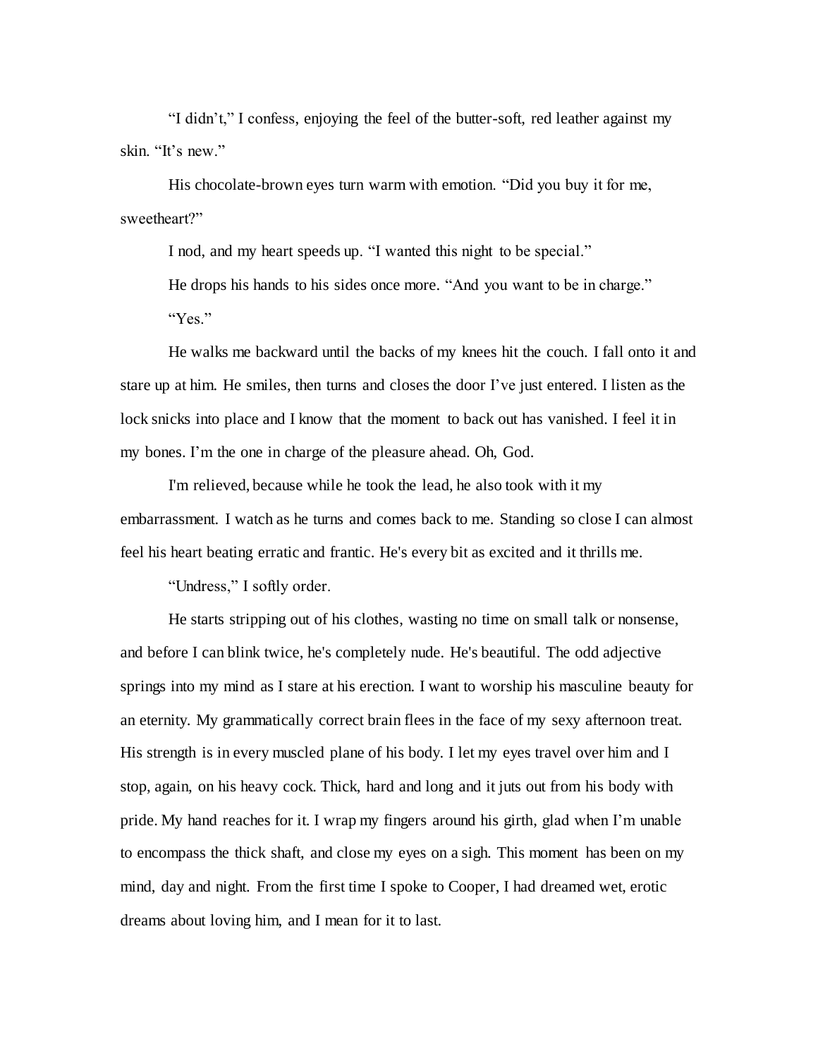"I didn't," I confess, enjoying the feel of the butter-soft, red leather against my skin. "It's new."

His chocolate-brown eyes turn warm with emotion. "Did you buy it for me, sweetheart?"

I nod, and my heart speeds up. "I wanted this night to be special."

He drops his hands to his sides once more. "And you want to be in charge."

"Yes."

He walks me backward until the backs of my knees hit the couch. I fall onto it and stare up at him. He smiles, then turns and closes the door I've just entered. I listen as the lock snicks into place and I know that the moment to back out has vanished. I feel it in my bones. I'm the one in charge of the pleasure ahead. Oh, God.

I'm relieved, because while he took the lead, he also took with it my embarrassment. I watch as he turns and comes back to me. Standing so close I can almost feel his heart beating erratic and frantic. He's every bit as excited and it thrills me.

"Undress," I softly order.

He starts stripping out of his clothes, wasting no time on small talk or nonsense, and before I can blink twice, he's completely nude. He's beautiful. The odd adjective springs into my mind as I stare at his erection. I want to worship his masculine beauty for an eternity. My grammatically correct brain flees in the face of my sexy afternoon treat. His strength is in every muscled plane of his body. I let my eyes travel over him and I stop, again, on his heavy cock. Thick, hard and long and it juts out from his body with pride. My hand reaches for it. I wrap my fingers around his girth, glad when I'm unable to encompass the thick shaft, and close my eyes on a sigh. This moment has been on my mind, day and night. From the first time I spoke to Cooper, I had dreamed wet, erotic dreams about loving him, and I mean for it to last.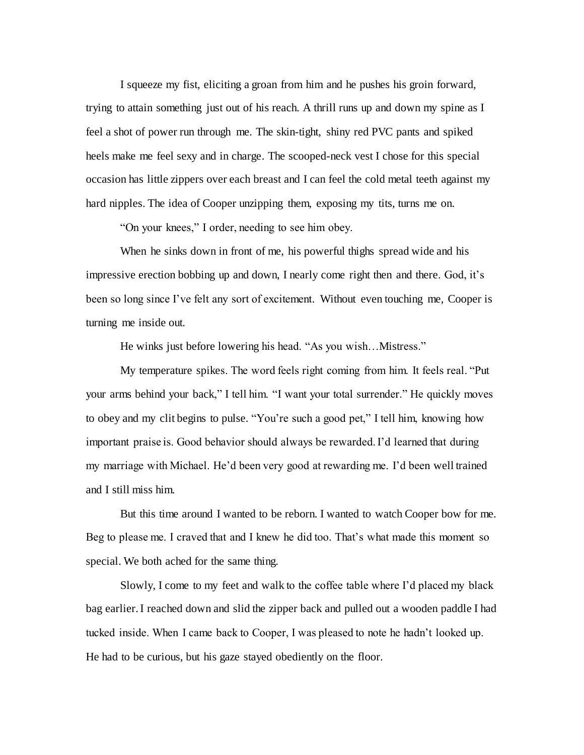I squeeze my fist, eliciting a groan from him and he pushes his groin forward, trying to attain something just out of his reach. A thrill runs up and down my spine as I feel a shot of power run through me. The skin-tight, shiny red PVC pants and spiked heels make me feel sexy and in charge. The scooped-neck vest I chose for this special occasion has little zippers over each breast and I can feel the cold metal teeth against my hard nipples. The idea of Cooper unzipping them, exposing my tits, turns me on.

"On your knees," I order, needing to see him obey.

When he sinks down in front of me, his powerful thighs spread wide and his impressive erection bobbing up and down, I nearly come right then and there. God, it's been so long since I've felt any sort of excitement. Without even touching me, Cooper is turning me inside out.

He winks just before lowering his head. "As you wish…Mistress."

My temperature spikes. The word feels right coming from him. It feels real. "Put your arms behind your back," I tell him. "I want your total surrender." He quickly moves to obey and my clit begins to pulse. "You're such a good pet," I tell him, knowing how important praise is. Good behavior should always be rewarded. I'd learned that during my marriage with Michael. He'd been very good at rewarding me. I'd been well trained and I still miss him.

But this time around I wanted to be reborn. I wanted to watch Cooper bow for me. Beg to please me. I craved that and I knew he did too. That's what made this moment so special. We both ached for the same thing.

Slowly, I come to my feet and walk to the coffee table where I'd placed my black bag earlier. I reached down and slid the zipper back and pulled out a wooden paddle I had tucked inside. When I came back to Cooper, I was pleased to note he hadn't looked up. He had to be curious, but his gaze stayed obediently on the floor.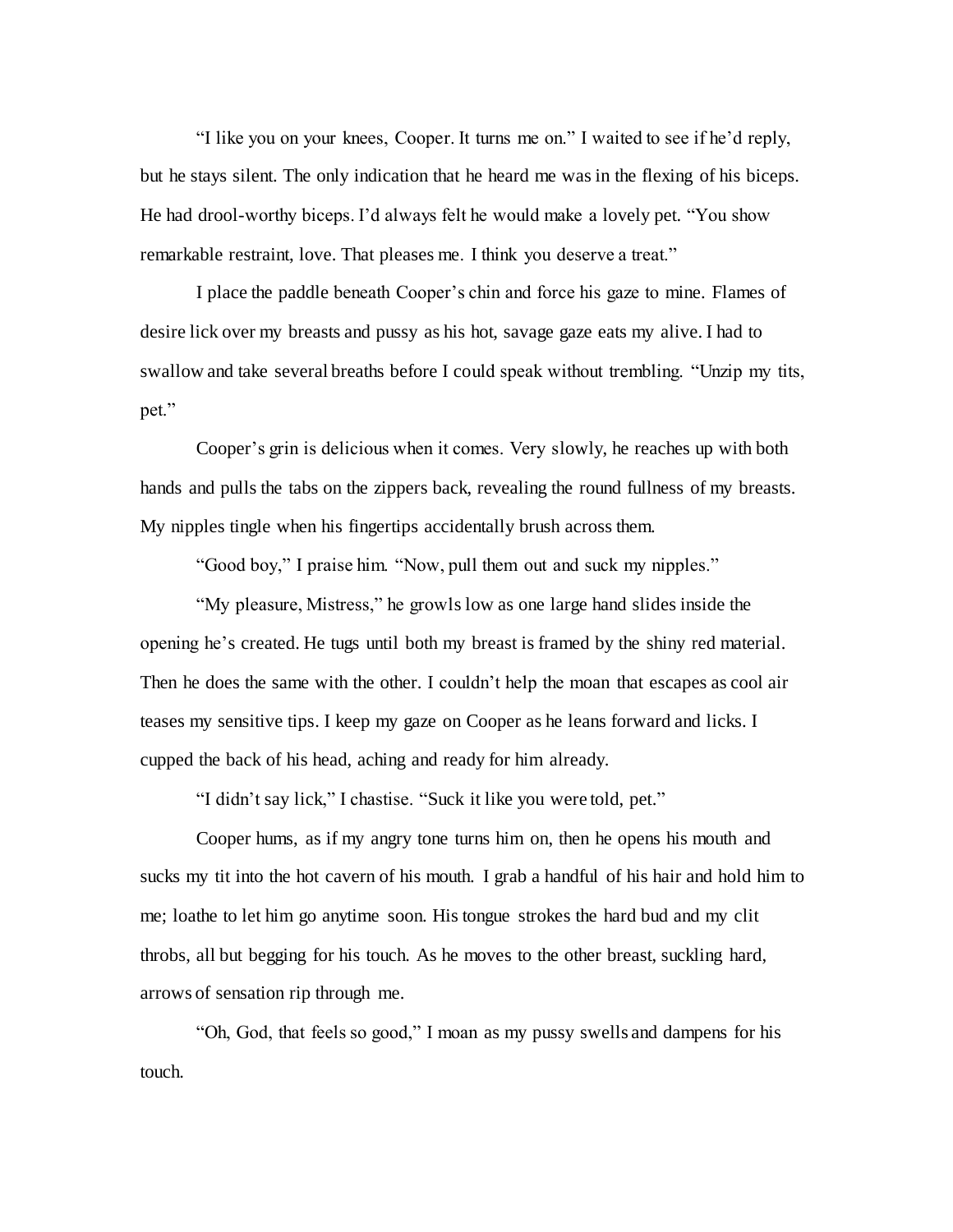"I like you on your knees, Cooper. It turns me on." I waited to see if he'd reply, but he stays silent. The only indication that he heard me was in the flexing of his biceps. He had drool-worthy biceps. I'd always felt he would make a lovely pet. "You show remarkable restraint, love. That pleases me. I think you deserve a treat."

I place the paddle beneath Cooper's chin and force his gaze to mine. Flames of desire lick over my breasts and pussy as his hot, savage gaze eats my alive. I had to swallow and take several breaths before I could speak without trembling. "Unzip my tits, pet."

Cooper's grin is delicious when it comes. Very slowly, he reaches up with both hands and pulls the tabs on the zippers back, revealing the round fullness of my breasts. My nipples tingle when his fingertips accidentally brush across them.

"Good boy," I praise him. "Now, pull them out and suck my nipples."

"My pleasure, Mistress," he growls low as one large hand slides inside the opening he's created. He tugs until both my breast is framed by the shiny red material. Then he does the same with the other. I couldn't help the moan that escapes as cool air teases my sensitive tips. I keep my gaze on Cooper as he leans forward and licks. I cupped the back of his head, aching and ready for him already.

"I didn't say lick," I chastise. "Suck it like you were told, pet."

Cooper hums, as if my angry tone turns him on, then he opens his mouth and sucks my tit into the hot cavern of his mouth. I grab a handful of his hair and hold him to me; loathe to let him go anytime soon. His tongue strokes the hard bud and my clit throbs, all but begging for his touch. As he moves to the other breast, suckling hard, arrows of sensation rip through me.

"Oh, God, that feels so good," I moan as my pussy swells and dampens for his touch.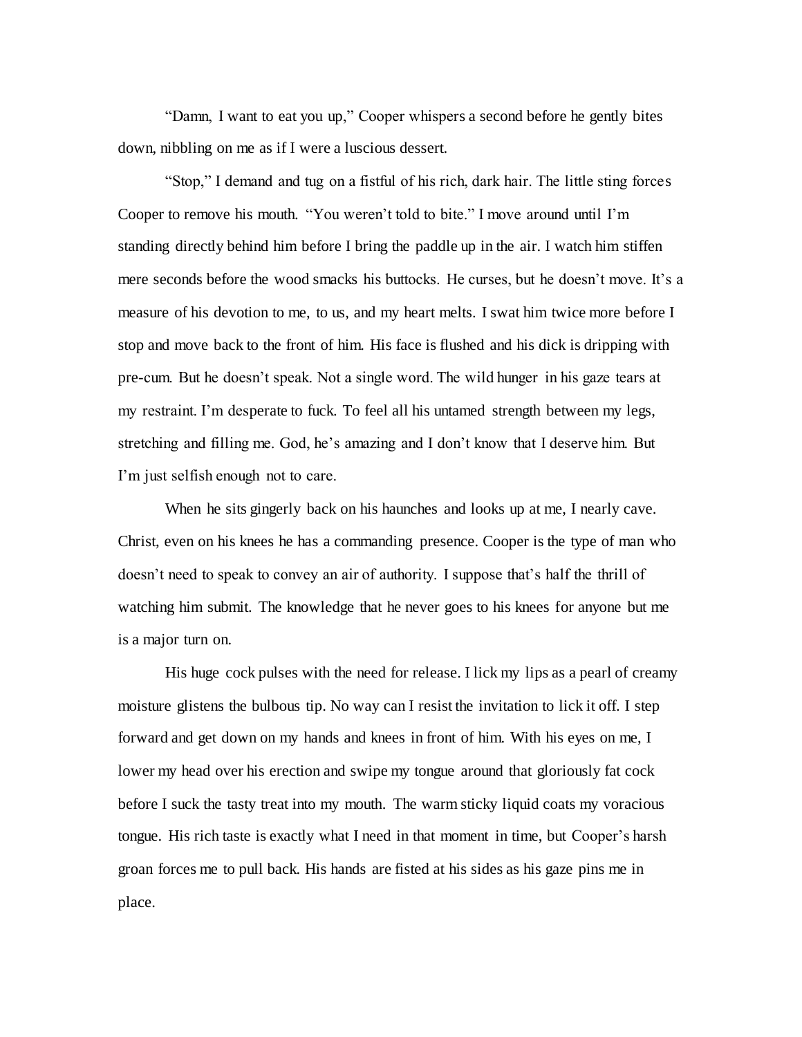"Damn, I want to eat you up," Cooper whispers a second before he gently bites down, nibbling on me as if I were a luscious dessert.

"Stop," I demand and tug on a fistful of his rich, dark hair. The little sting forces Cooper to remove his mouth. "You weren't told to bite." I move around until I'm standing directly behind him before I bring the paddle up in the air. I watch him stiffen mere seconds before the wood smacks his buttocks. He curses, but he doesn't move. It's a measure of his devotion to me, to us, and my heart melts. I swat him twice more before I stop and move back to the front of him. His face is flushed and his dick is dripping with pre-cum. But he doesn't speak. Not a single word. The wild hunger in his gaze tears at my restraint. I'm desperate to fuck. To feel all his untamed strength between my legs, stretching and filling me. God, he's amazing and I don't know that I deserve him. But I'm just selfish enough not to care.

When he sits gingerly back on his haunches and looks up at me, I nearly cave. Christ, even on his knees he has a commanding presence. Cooper is the type of man who doesn't need to speak to convey an air of authority. I suppose that's half the thrill of watching him submit. The knowledge that he never goes to his knees for anyone but me is a major turn on.

His huge cock pulses with the need for release. I lick my lips as a pearl of creamy moisture glistens the bulbous tip. No way can I resist the invitation to lick it off. I step forward and get down on my hands and knees in front of him. With his eyes on me, I lower my head over his erection and swipe my tongue around that gloriously fat cock before I suck the tasty treat into my mouth. The warm sticky liquid coats my voracious tongue. His rich taste is exactly what I need in that moment in time, but Cooper's harsh groan forces me to pull back. His hands are fisted at his sides as his gaze pins me in place.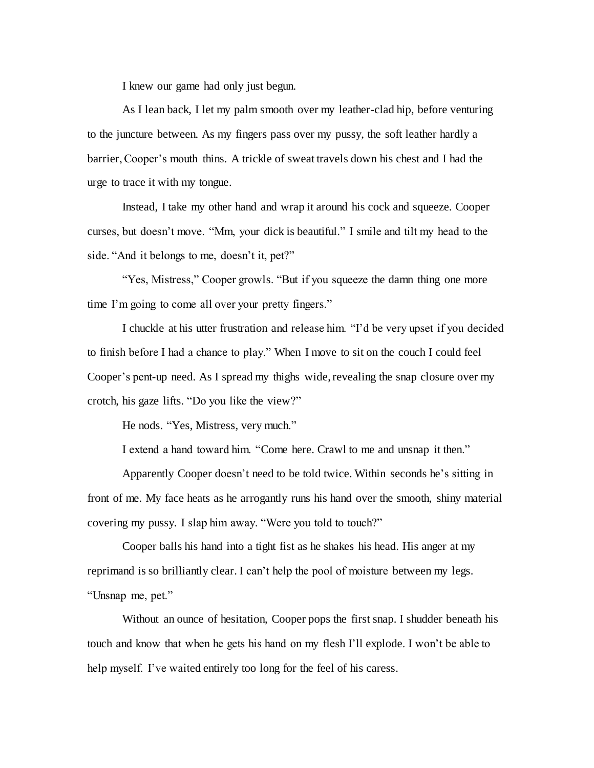I knew our game had only just begun.

As I lean back, I let my palm smooth over my leather-clad hip, before venturing to the juncture between. As my fingers pass over my pussy, the soft leather hardly a barrier, Cooper's mouth thins. A trickle of sweat travels down his chest and I had the urge to trace it with my tongue.

Instead, I take my other hand and wrap it around his cock and squeeze. Cooper curses, but doesn't move. "Mm, your dick is beautiful." I smile and tilt my head to the side. "And it belongs to me, doesn't it, pet?"

"Yes, Mistress," Cooper growls. "But if you squeeze the damn thing one more time I'm going to come all over your pretty fingers."

I chuckle at his utter frustration and release him. "I'd be very upset if you decided to finish before I had a chance to play." When I move to sit on the couch I could feel Cooper's pent-up need. As I spread my thighs wide, revealing the snap closure over my crotch, his gaze lifts. "Do you like the view?"

He nods. "Yes, Mistress, very much."

I extend a hand toward him. "Come here. Crawl to me and unsnap it then."

Apparently Cooper doesn't need to be told twice. Within seconds he's sitting in front of me. My face heats as he arrogantly runs his hand over the smooth, shiny material covering my pussy. I slap him away. "Were you told to touch?"

Cooper balls his hand into a tight fist as he shakes his head. His anger at my reprimand is so brilliantly clear. I can't help the pool of moisture between my legs. "Unsnap me, pet."

Without an ounce of hesitation, Cooper pops the first snap. I shudder beneath his touch and know that when he gets his hand on my flesh I'll explode. I won't be able to help myself. I've waited entirely too long for the feel of his caress.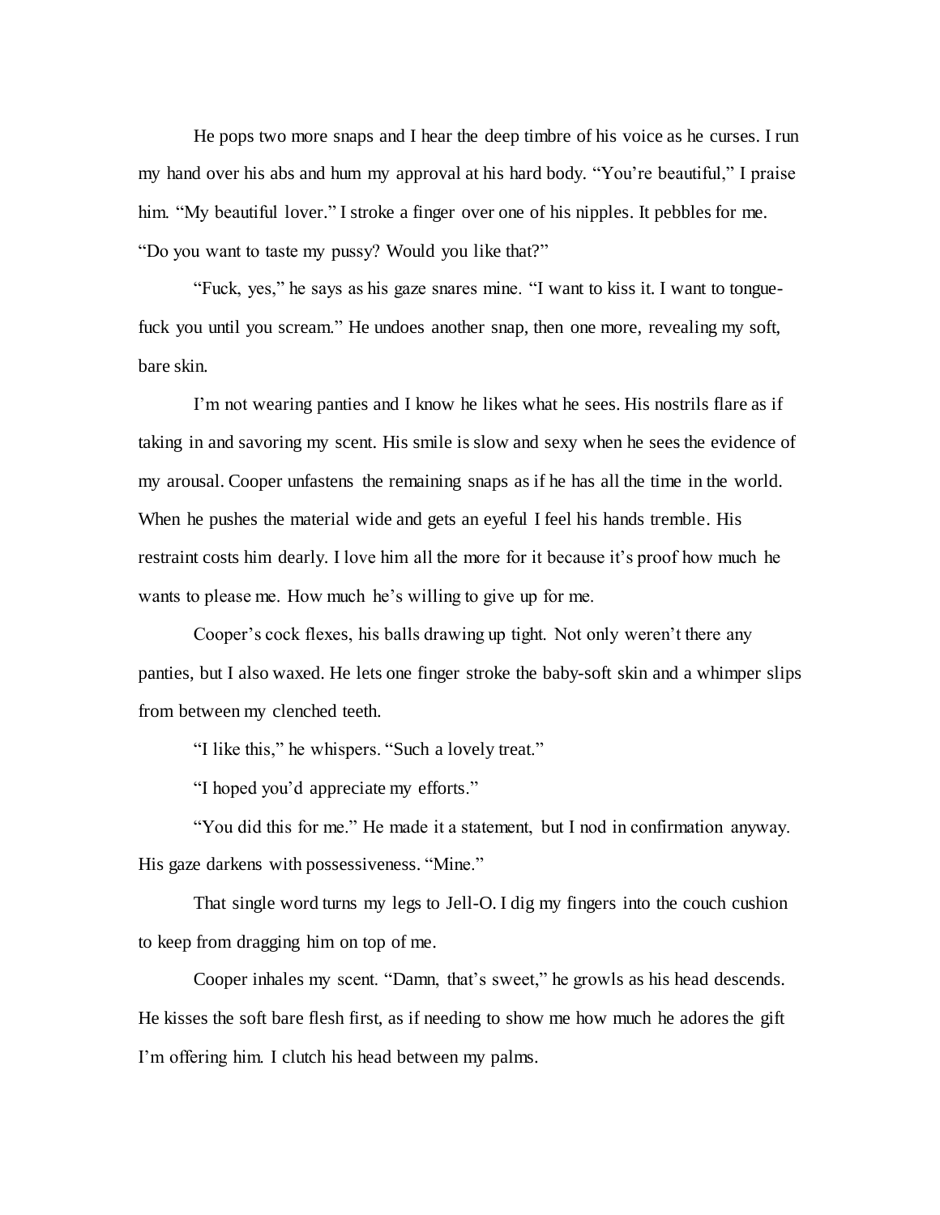He pops two more snaps and I hear the deep timbre of his voice as he curses. I run my hand over his abs and hum my approval at his hard body. "You're beautiful," I praise him. "My beautiful lover." I stroke a finger over one of his nipples. It pebbles for me. "Do you want to taste my pussy? Would you like that?"

"Fuck, yes," he says as his gaze snares mine. "I want to kiss it. I want to tongue-fuck you until you scream." He undoes another snap, then one more, revealing my soft, bare skin.

I'm not wearing panties and I know he likes what he sees. His nostrils flare as if taking in and savoring my scent. His smile is slow and sexy when he sees the evidence of my arousal. Cooper unfastens the remaining snaps as if he has all the time in the world. When he pushes the material wide and gets an eyeful I feel his hands tremble. His restraint costs him dearly. I love him all the more for it because it's proof how much he wants to please me. How much he's willing to give up for me.

Cooper's cock flexes, his balls drawing up tight. Not only weren't there any panties, but I also waxed. He lets one finger stroke the baby-soft skin and a whimper slips from between my clenched teeth.

"I like this," he whispers. "Such a lovely treat."

"I hoped you'd appreciate my efforts."

"You did this for me." He made it a statement, but I nod in confirmation anyway. His gaze darkens with possessiveness. "Mine."

That single word turns my legs to Jell-O. I dig my fingers into the couch cushion to keep from dragging him on top of me.

Cooper inhales my scent. "Damn, that's sweet," he growls as his head descends. He kisses the soft bare flesh first, as if needing to show me how much he adores the gift I'm offering him. I clutch his head between my palms.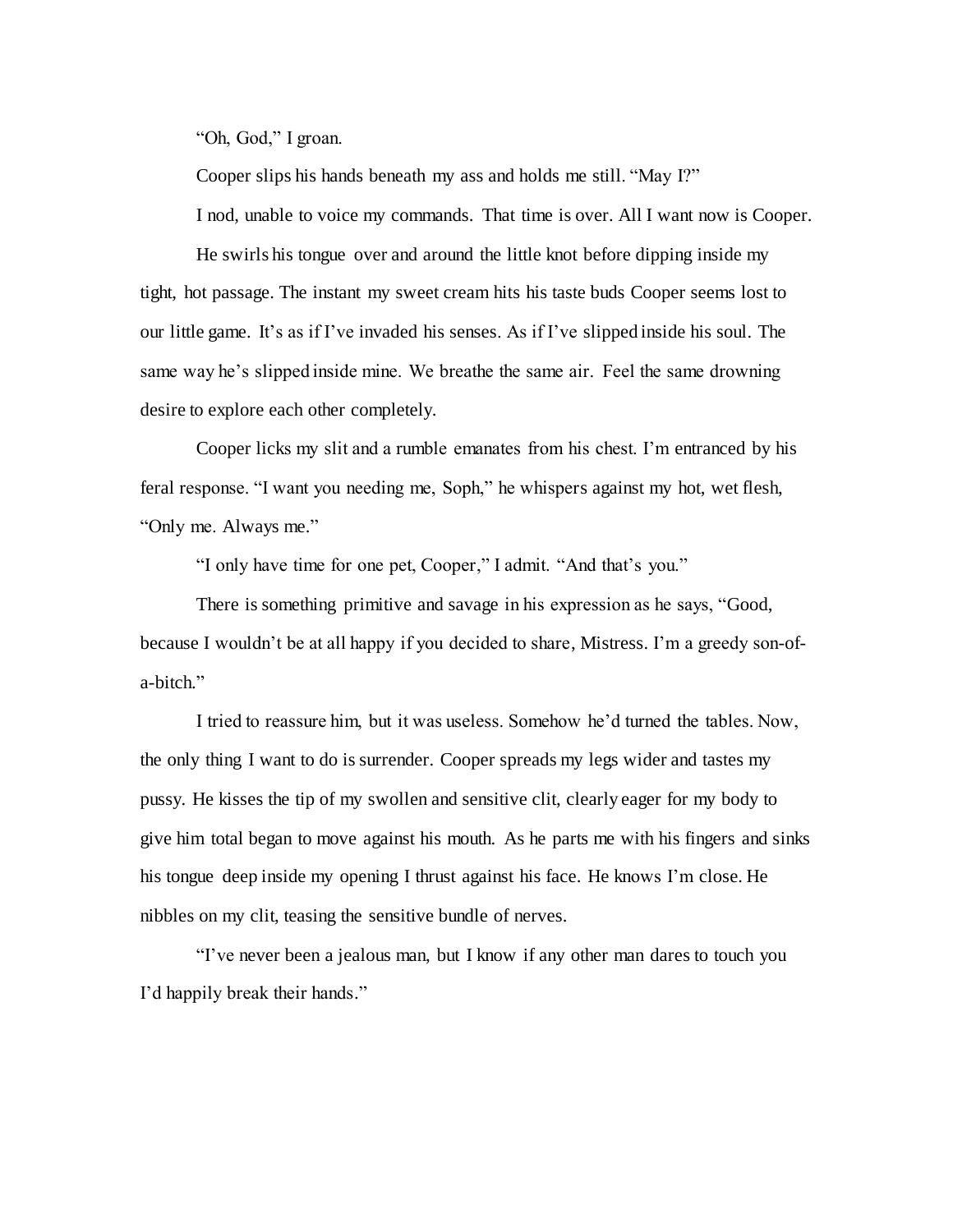"Oh, God," I groan.

Cooper slips his hands beneath my ass and holds me still. "May I?"

I nod, unable to voice my commands. That time is over. All I want now is Cooper.

He swirls his tongue over and around the little knot before dipping inside my tight, hot passage. The instant my sweet cream hits his taste buds Cooper seems lost to our little game. It's as if I've invaded his senses. As if I've slipped inside his soul. The same way he's slipped inside mine. We breathe the same air. Feel the same drowning desire to explore each other completely.

Cooper licks my slit and a rumble emanates from his chest. I'm entranced by his feral response. "I want you needing me, Soph," he whispers against my hot, wet flesh, "Only me. Always me."

"I only have time for one pet, Cooper," I admit. "And that's you."

There is something primitive and savage in his expression as he says, "Good, because I wouldn't be at all happy if you decided to share, Mistress. I'm a greedy son-of-a-bitch."

I tried to reassure him, but it was useless. Somehow he'd turned the tables. Now, the only thing I want to do is surrender. Cooper spreads my legs wider and tastes my pussy. He kisses the tip of my swollen and sensitive clit, clearly eager for my body to give him total began to move against his mouth. As he parts me with his fingers and sinks his tongue deep inside my opening I thrust against his face. He knows I'm close. He nibbles on my clit, teasing the sensitive bundle of nerves.

"I've never been a jealous man, but I know if any other man dares to touch you I'd happily break their hands."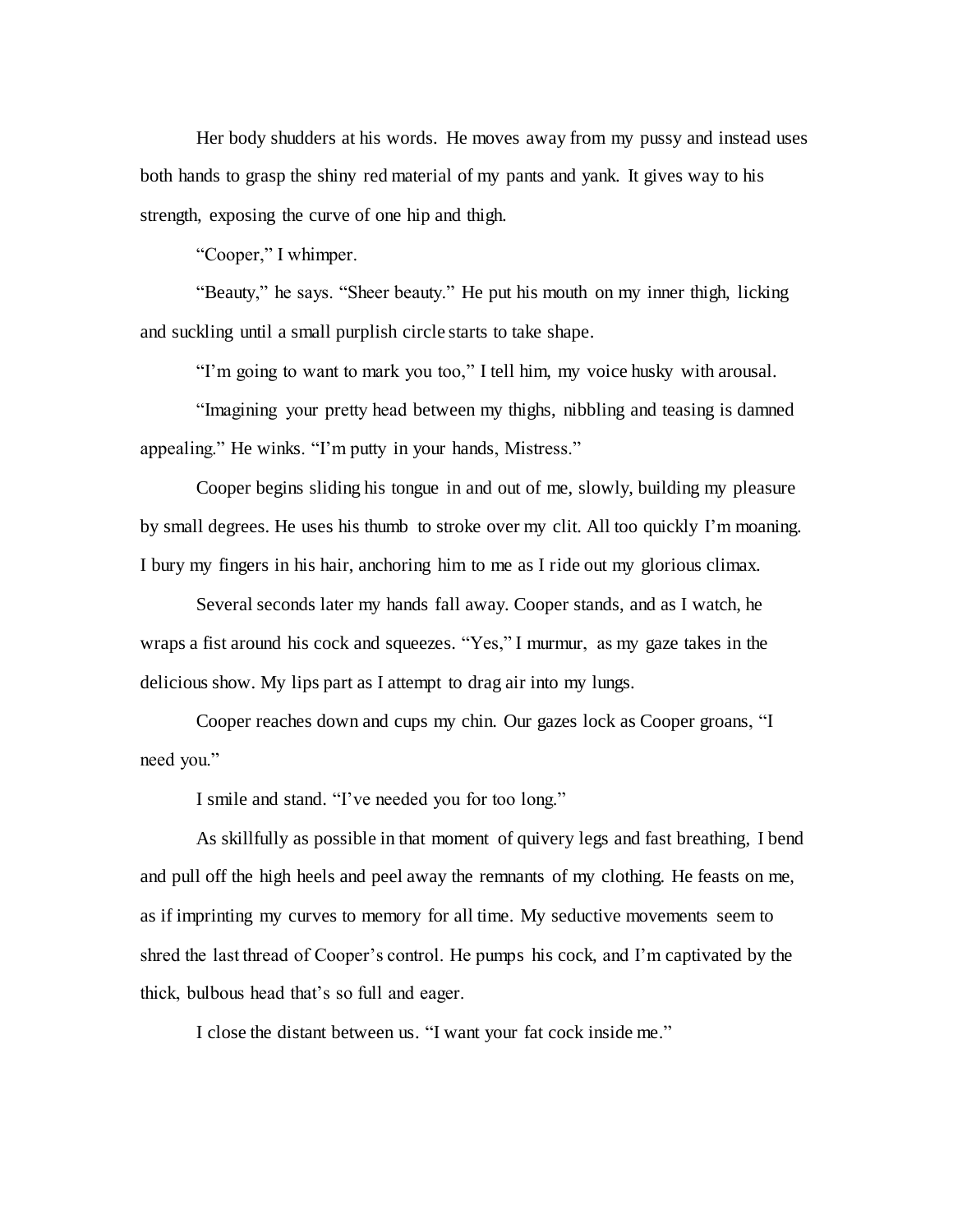Her body shudders at his words. He moves away from my pussy and instead uses both hands to grasp the shiny red material of my pants and yank. It gives way to his strength, exposing the curve of one hip and thigh.

"Cooper," I whimper.

"Beauty," he says. "Sheer beauty." He put his mouth on my inner thigh, licking and suckling until a small purplish circle starts to take shape.

"I'm going to want to mark you too," I tell him, my voice husky with arousal.

"Imagining your pretty head between my thighs, nibbling and teasing is damned appealing." He winks. "I'm putty in your hands, Mistress."

Cooper begins sliding his tongue in and out of me, slowly, building my pleasure by small degrees. He uses his thumb to stroke over my clit. All too quickly I'm moaning. I bury my fingers in his hair, anchoring him to me as I ride out my glorious climax.

Several seconds later my hands fall away. Cooper stands, and as I watch, he wraps a fist around his cock and squeezes. "Yes," I murmur, as my gaze takes in the delicious show. My lips part as I attempt to drag air into my lungs.

Cooper reaches down and cups my chin. Our gazes lock as Cooper groans, "I need you."

I smile and stand. "I've needed you for too long."

As skillfully as possible in that moment of quivery legs and fast breathing, I bend and pull off the high heels and peel away the remnants of my clothing. He feasts on me, as if imprinting my curves to memory for all time. My seductive movements seem to shred the last thread of Cooper's control. He pumps his cock, and I'm captivated by the thick, bulbous head that's so full and eager.

I close the distant between us. "I want your fat cock inside me."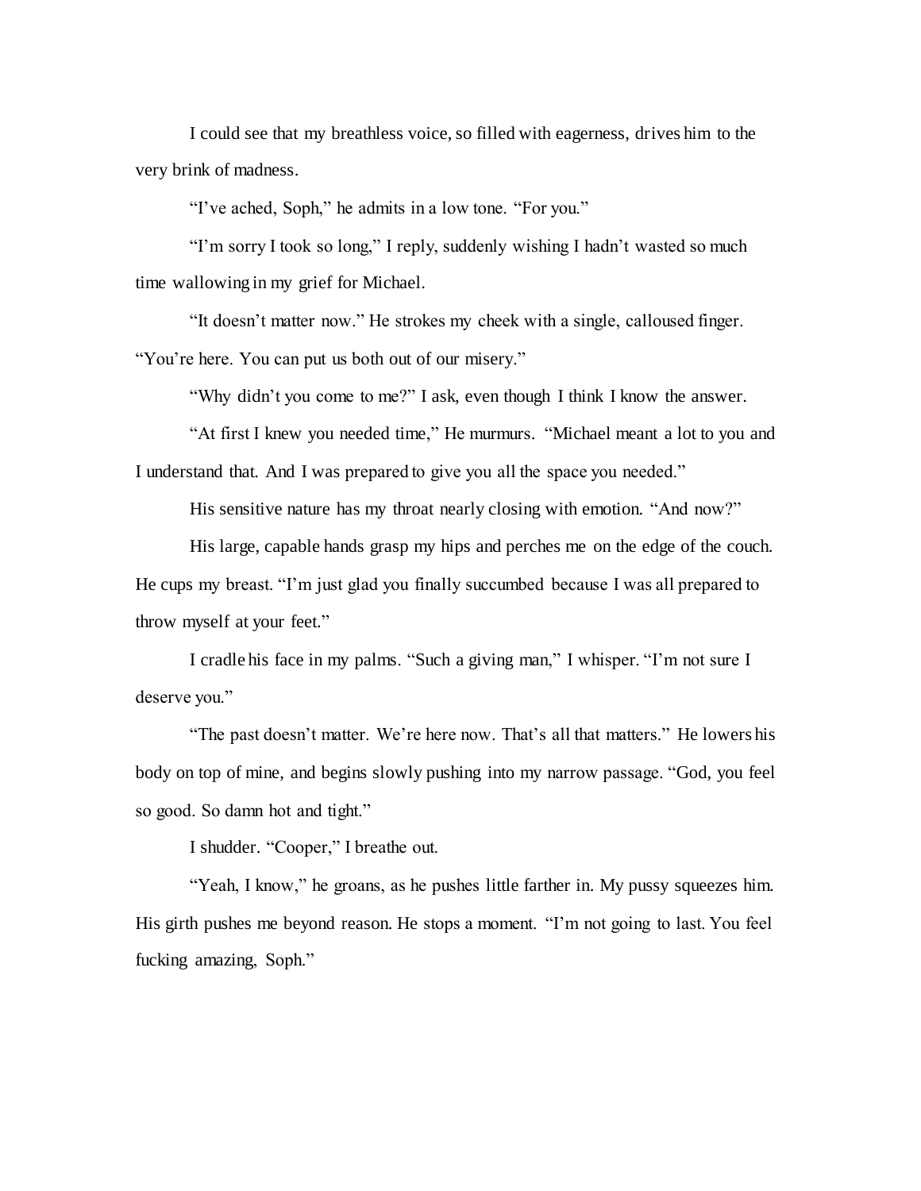I could see that my breathless voice, so filled with eagerness, drives him to the very brink of madness.

"I've ached, Soph," he admits in a low tone. "For you."

"I'm sorry I took so long," I reply, suddenly wishing I hadn't wasted so much time wallowing in my grief for Michael.

"It doesn't matter now." He strokes my cheek with a single, calloused finger. "You're here. You can put us both out of our misery."

"Why didn't you come to me?" I ask, even though I think I know the answer.

"At first I knew you needed time," He murmurs. "Michael meant a lot to you and I understand that. And I was prepared to give you all the space you needed."

His sensitive nature has my throat nearly closing with emotion. "And now?"

His large, capable hands grasp my hips and perches me on the edge of the couch. He cups my breast. "I'm just glad you finally succumbed because I was all prepared to throw myself at your feet."

I cradle his face in my palms. "Such a giving man," I whisper. "I'm not sure I deserve you."

"The past doesn't matter. We're here now. That's all that matters." He lowers his body on top of mine, and begins slowly pushing into my narrow passage. "God, you feel so good. So damn hot and tight."

I shudder. "Cooper," I breathe out.

"Yeah, I know," he groans, as he pushes little farther in. My pussy squeezes him. His girth pushes me beyond reason. He stops a moment. "I'm not going to last. You feel fucking amazing, Soph."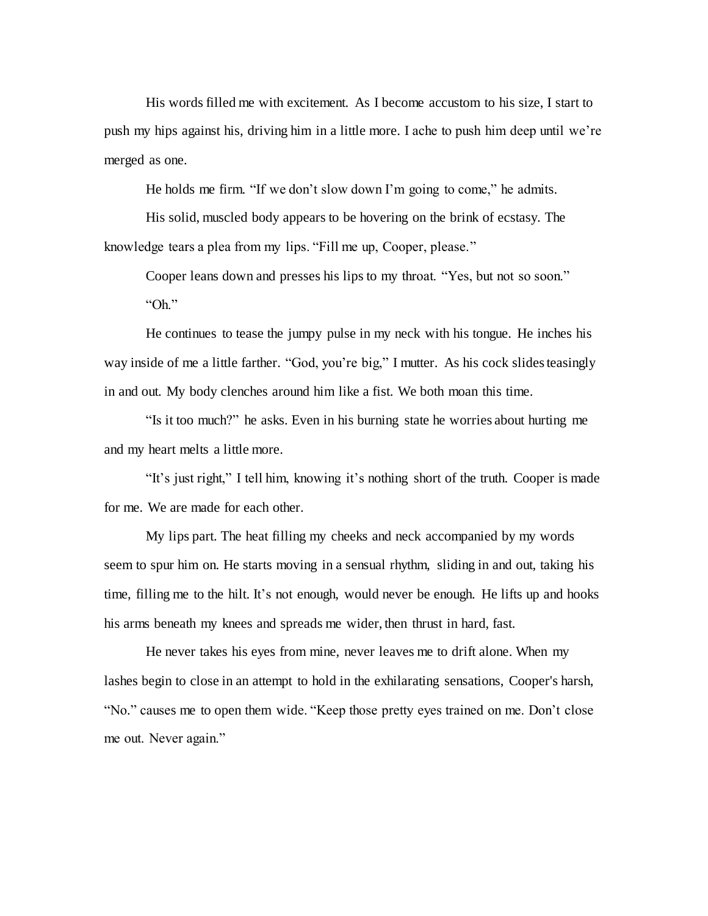His words filled me with excitement. As I become accustom to his size, I start to push my hips against his, driving him in a little more. I ache to push him deep until we're merged as one.

He holds me firm. "If we don't slow down I'm going to come," he admits.

His solid, muscled body appears to be hovering on the brink of ecstasy. The knowledge tears a plea from my lips. "Fill me up, Cooper, please."

Cooper leans down and presses his lips to my throat. "Yes, but not so soon."

"Oh."

He continues to tease the jumpy pulse in my neck with his tongue. He inches his way inside of me a little farther. "God, you're big," I mutter. As his cock slides teasingly in and out. My body clenches around him like a fist. We both moan this time.

"Is it too much?" he asks. Even in his burning state he worries about hurting me and my heart melts a little more.

"It's just right," I tell him, knowing it's nothing short of the truth. Cooper is made for me. We are made for each other.

My lips part. The heat filling my cheeks and neck accompanied by my words seem to spur him on. He starts moving in a sensual rhythm, sliding in and out, taking his time, filling me to the hilt. It's not enough, would never be enough. He lifts up and hooks his arms beneath my knees and spreads me wider, then thrust in hard, fast.

He never takes his eyes from mine, never leaves me to drift alone. When my lashes begin to close in an attempt to hold in the exhilarating sensations, Cooper's harsh, "No." causes me to open them wide. "Keep those pretty eyes trained on me. Don't close me out. Never again."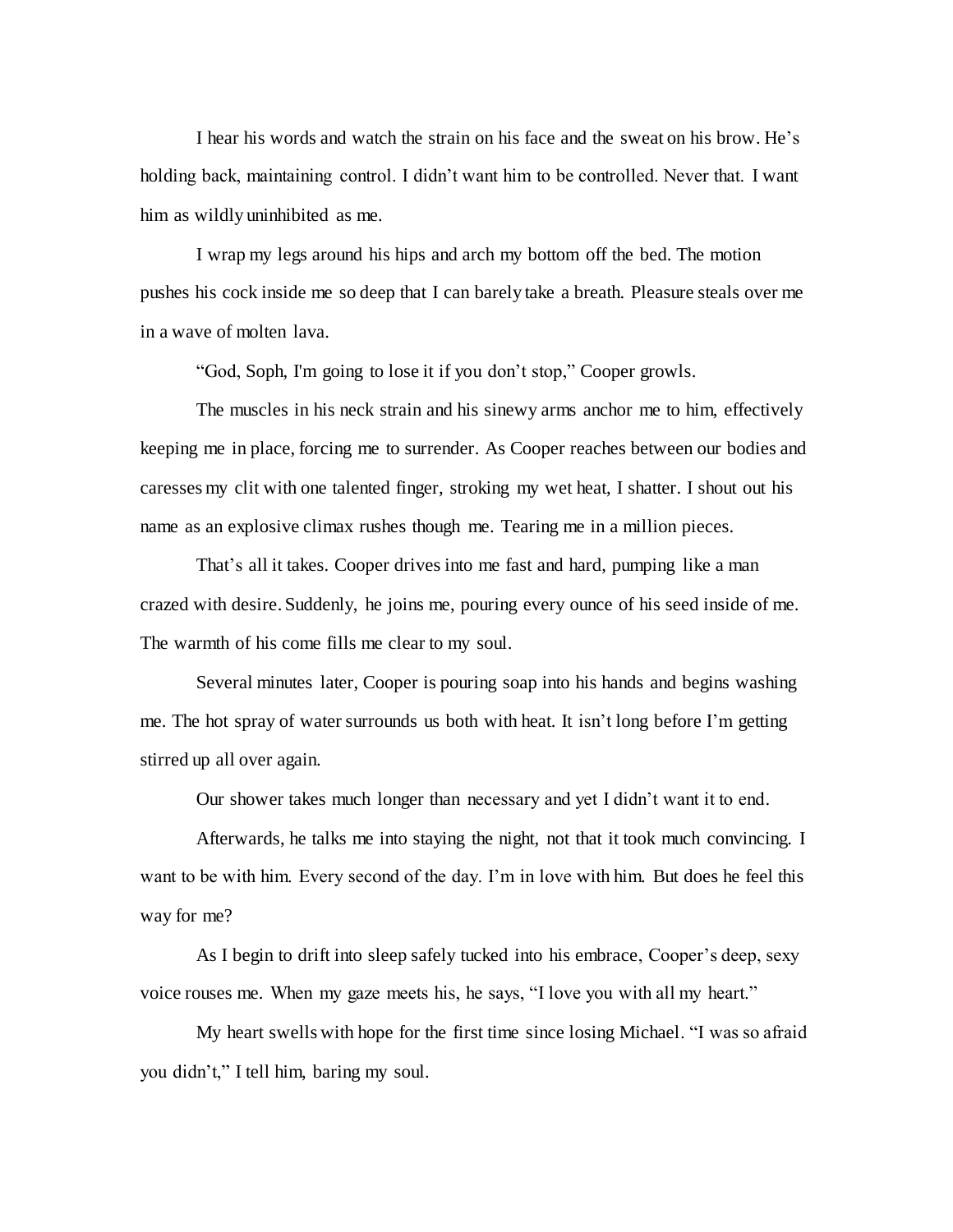I hear his words and watch the strain on his face and the sweat on his brow. He's holding back, maintaining control. I didn't want him to be controlled. Never that. I want him as wildly uninhibited as me.

I wrap my legs around his hips and arch my bottom off the bed. The motion pushes his cock inside me so deep that I can barely take a breath. Pleasure steals over me in a wave of molten lava.

"God, Soph, I'm going to lose it if you don't stop," Cooper growls.

The muscles in his neck strain and his sinewy arms anchor me to him, effectively keeping me in place, forcing me to surrender. As Cooper reaches between our bodies and caresses my clit with one talented finger, stroking my wet heat, I shatter. I shout out his name as an explosive climax rushes though me. Tearing me in a million pieces.

That's all it takes. Cooper drives into me fast and hard, pumping like a man crazed with desire. Suddenly, he joins me, pouring every ounce of his seed inside of me. The warmth of his come fills me clear to my soul.

Several minutes later, Cooper is pouring soap into his hands and begins washing me. The hot spray of water surrounds us both with heat. It isn't long before I'm getting stirred up all over again.

Our shower takes much longer than necessary and yet I didn't want it to end.

Afterwards, he talks me into staying the night, not that it took much convincing. I want to be with him. Every second of the day. I'm in love with him. But does he feel this way for me?

As I begin to drift into sleep safely tucked into his embrace, Cooper's deep, sexy voice rouses me. When my gaze meets his, he says, "I love you with all my heart."

My heart swells with hope for the first time since losing Michael. "I was so afraid you didn't," I tell him, baring my soul.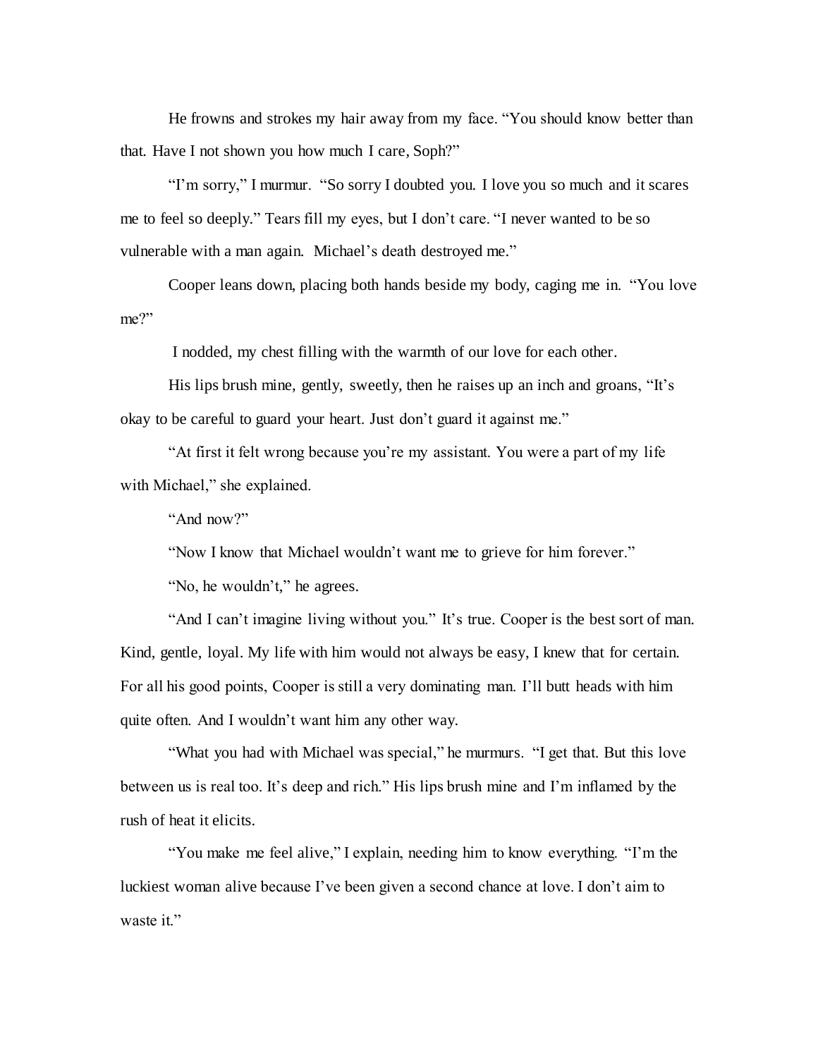He frowns and strokes my hair away from my face. "You should know better than that. Have I not shown you how much I care, Soph?"

"I'm sorry," I murmur. "So sorry I doubted you. I love you so much and it scares me to feel so deeply." Tears fill my eyes, but I don't care. "I never wanted to be so vulnerable with a man again. Michael's death destroyed me."

Cooper leans down, placing both hands beside my body, caging me in. "You love me?"

I nodded, my chest filling with the warmth of our love for each other.

His lips brush mine, gently, sweetly, then he raises up an inch and groans, "It's okay to be careful to guard your heart. Just don't guard it against me."

"At first it felt wrong because you're my assistant. You were a part of my life with Michael," she explained.

"And now?"

"Now I know that Michael wouldn't want me to grieve for him forever."

"No, he wouldn't," he agrees.

"And I can't imagine living without you." It's true. Cooper is the best sort of man. Kind, gentle, loyal. My life with him would not always be easy, I knew that for certain. For all his good points, Cooper is still a very dominating man. I'll butt heads with him quite often. And I wouldn't want him any other way.

"What you had with Michael was special," he murmurs. "I get that. But this love between us is real too. It's deep and rich." His lips brush mine and I'm inflamed by the rush of heat it elicits.

"You make me feel alive," I explain, needing him to know everything. "I'm the luckiest woman alive because I've been given a second chance at love. I don't aim to waste it."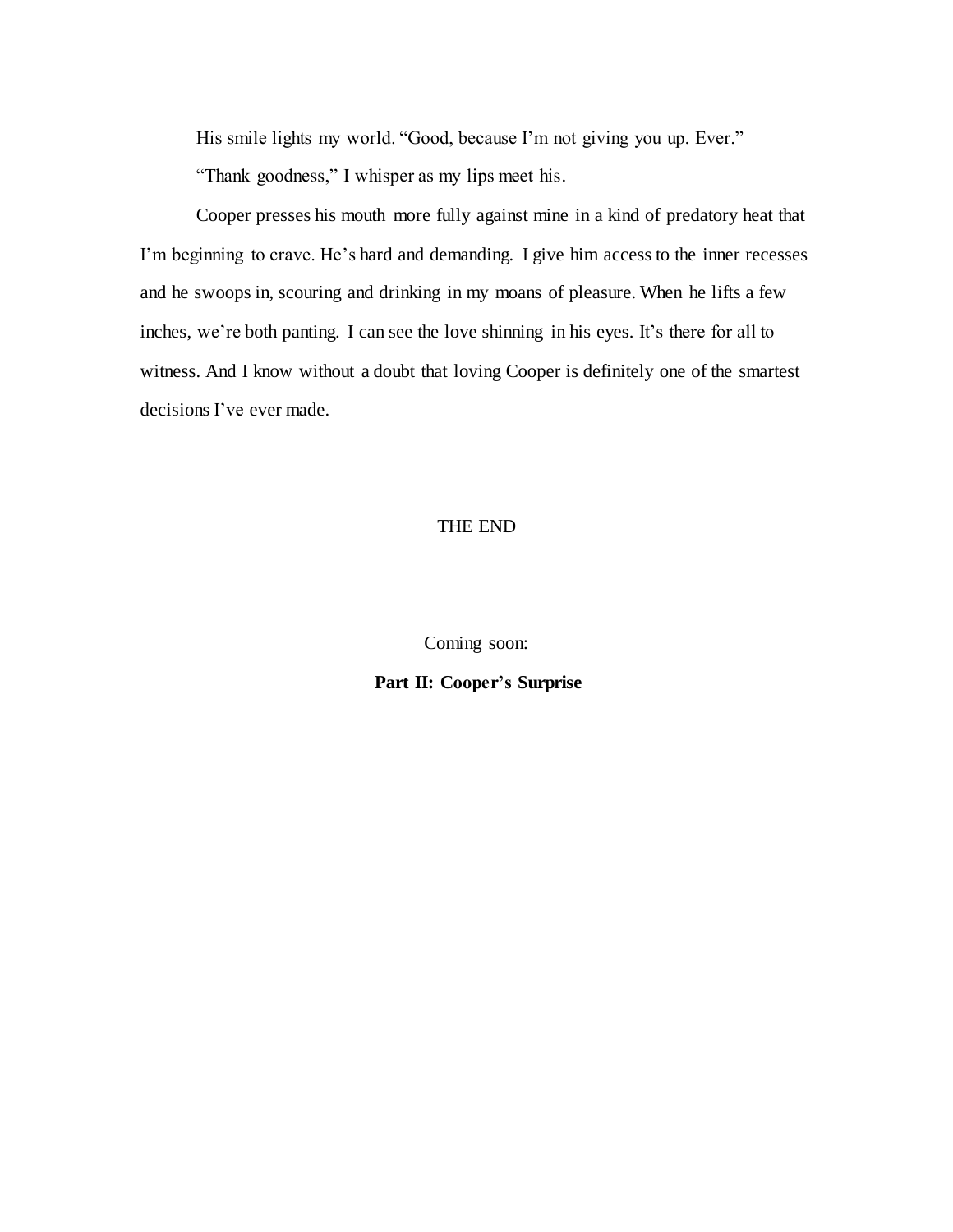His smile lights my world. "Good, because I'm not giving you up. Ever."

"Thank goodness," I whisper as my lips meet his.

Cooper presses his mouth more fully against mine in a kind of predatory heat that I'm beginning to crave. He's hard and demanding. I give him access to the inner recesses and he swoops in, scouring and drinking in my moans of pleasure. When he lifts a few inches, we're both panting. I can see the love shinning in his eyes. It's there for all to witness. And I know without a doubt that loving Cooper is definitely one of the smartest decisions I've ever made.

THE END

Coming soon:

**Part II: Cooper's Surprise**